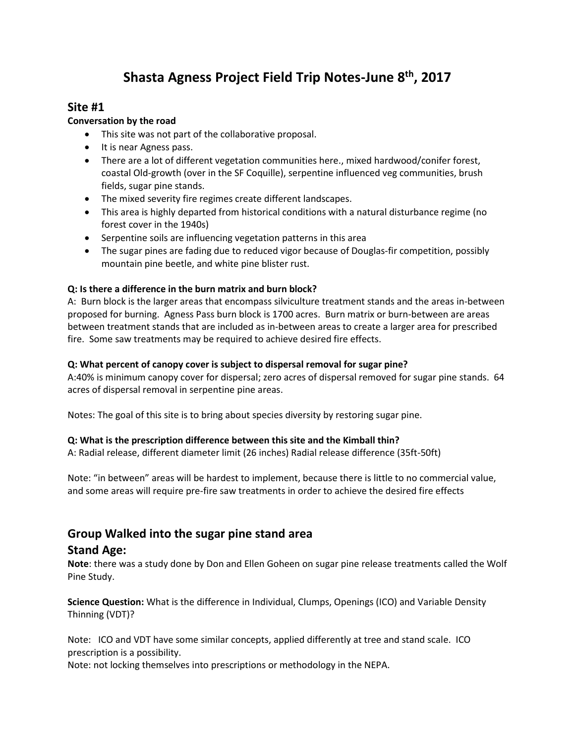# Shasta Agness Project Field Trip Notes-June 8th, 2017

## Site #1

**Conversation by the road**

- This site was not part of the collaborative proposal.
- It is near Agness pass.
- There are a lot of different vegetation communities here., mixed hardwood/conifer forest, coastal Old-growth (over in the SF Coquille), serpentine influenced veg communities, brush fields, sugar pine stands.
- The mixed severity fire regimes create different landscapes.
- This area is highly departed from historical conditions with a natural disturbance regime (no forest cover in the 1940s)
- Serpentine soils are influencing vegetation patterns in this area
- The sugar pines are fading due to reduced vigor because of Douglas-fir competition, possibly mountain pine beetle, and white pine blister rust.

**Q: Is there a difference in the burn matrix and burn block?**

A: Burn block is the larger areas that encompass silviculture treatment stands and the areas in-between proposed for burning. Agness Pass burn block is 1700 acres. Burn matrix or burn-between are areas between treatment stands that are included as in-between areas to create a larger area for prescribed fire. Some saw treatments may be required to achieve desired fire effects.

**Q: What percent of canopy cover is subject to dispersal removal for sugar pine?**

A:40% is minimum canopy cover for dispersal; zero acres of dispersal removed for sugar pine stands. 64 acres of dispersal removal in serpentine pine areas.

Notes: The goal of this site is to bring about species diversity by restoring sugar pine.

**Q: What is the prescription difference between this site and the Kimball thin?**

A: Radial release, different diameter limit (26 inches) Radial release difference (35ft-50ft)

Note: "in between" areas will be hardest to implement, because there is little to no commercial value, and some areas will require pre-fire saw treatments in order to achieve the desired fire effects

## Group Walked into the sugar pine stand area

## Stand Age:

**Note**: there was a study done by Don and Ellen Goheen on sugar pine release treatments called the Wolf Pine Study.

**Science Question:** What is the difference in Individual, Clumps, Openings (ICO) and Variable Density Thinning (VDT)?

Note: ICO and VDT have some similar concepts, applied differently at tree and stand scale. ICO prescription is a possibility.

Note: not locking themselves into prescriptions or methodology in the NEPA.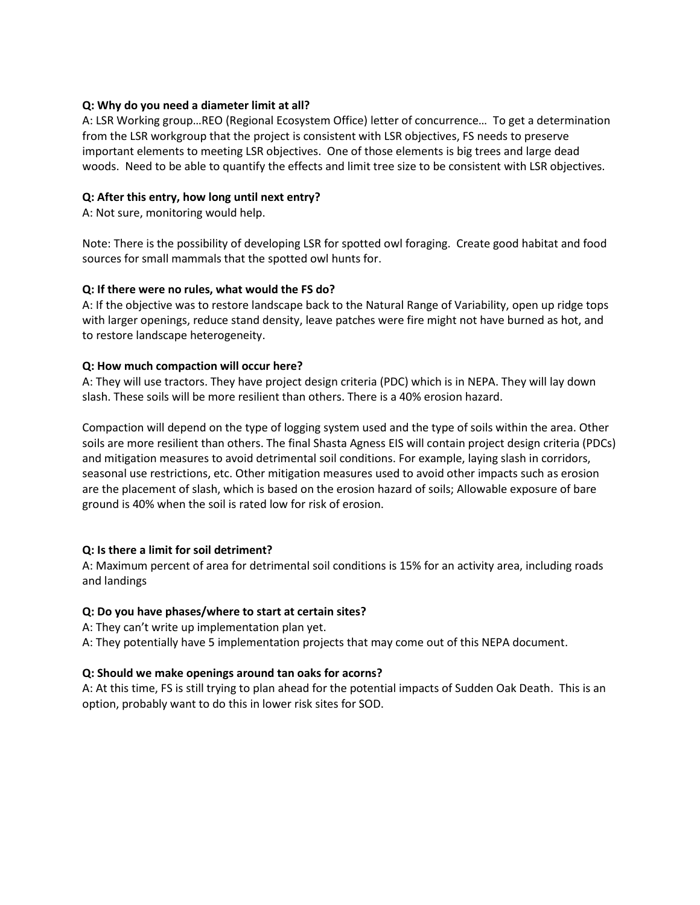**Q: Why do you need a diameter limit at all?**
A: LSR Working group…REO (Regional Ecosystem Office) letter of concurrence… To get a determination from the LSR workgroup that the project is consistent with LSR objectives, FS needs to preserve important elements to meeting LSR objectives. One of those elements is big trees and large dead woods. Need to be able to quantify the effects and limit tree size to be consistent with LSR objectives.

**Q: After this entry, how long until next entry?**
A: Not sure, monitoring would help.

Note: There is the possibility of developing LSR for spotted owl foraging. Create good habitat and food sources for small mammals that the spotted owl hunts for.

**Q: If there were no rules, what would the FS do?**
A: If the objective was to restore landscape back to the Natural Range of Variability, open up ridge tops with larger openings, reduce stand density, leave patches were fire might not have burned as hot, and to restore landscape heterogeneity.

**Q: How much compaction will occur here?**
A: They will use tractors. They have project design criteria (PDC) which is in NEPA. They will lay down slash. These soils will be more resilient than others. There is a 40% erosion hazard.

Compaction will depend on the type of logging system used and the type of soils within the area. Other soils are more resilient than others. The final Shasta Agness EIS will contain project design criteria (PDCs) and mitigation measures to avoid detrimental soil conditions. For example, laying slash in corridors, seasonal use restrictions, etc. Other mitigation measures used to avoid other impacts such as erosion are the placement of slash, which is based on the erosion hazard of soils; Allowable exposure of bare ground is 40% when the soil is rated low for risk of erosion.

**Q: Is there a limit for soil detriment?**
A: Maximum percent of area for detrimental soil conditions is 15% for an activity area, including roads and landings

**Q: Do you have phases/where to start at certain sites?**
A: They can't write up implementation plan yet.
A: They potentially have 5 implementation projects that may come out of this NEPA document.

**Q: Should we make openings around tan oaks for acorns?**
A: At this time, FS is still trying to plan ahead for the potential impacts of Sudden Oak Death. This is an option, probably want to do this in lower risk sites for SOD.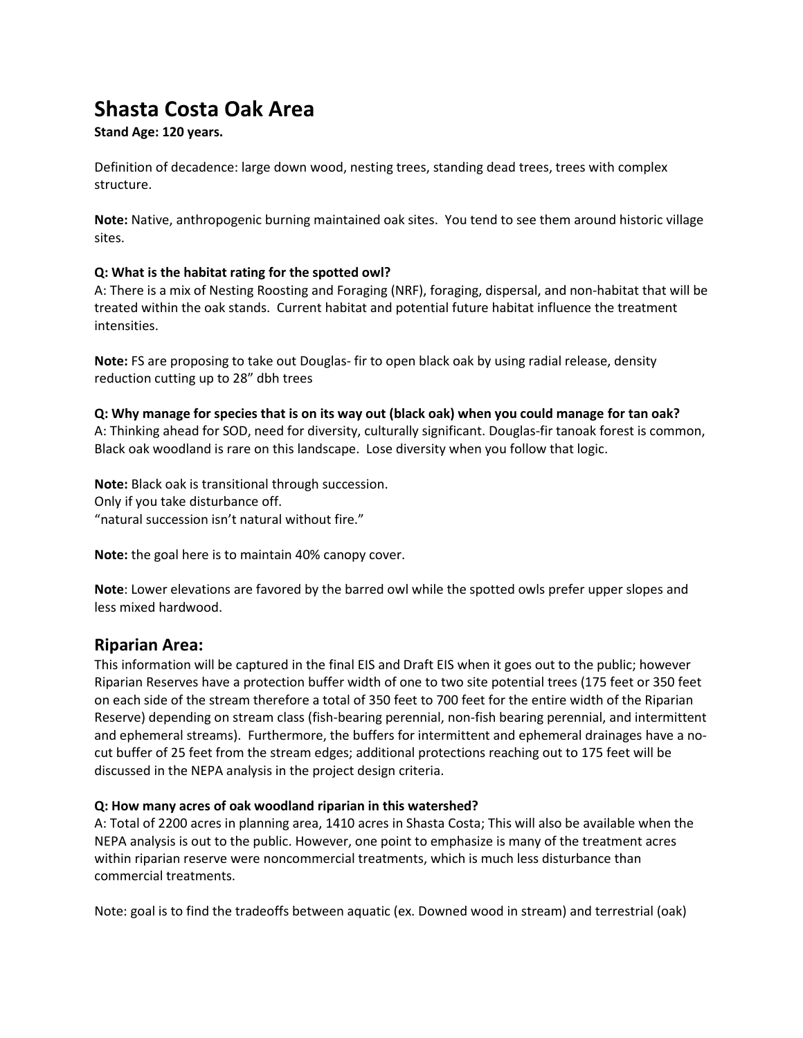# Shasta Costa Oak Area

**Stand Age: 120 years.**

Definition of decadence: large down wood, nesting trees, standing dead trees, trees with complex structure.

**Note:** Native, anthropogenic burning maintained oak sites. You tend to see them around historic village sites.

**Q: What is the habitat rating for the spotted owl?**
A: There is a mix of Nesting Roosting and Foraging (NRF), foraging, dispersal, and non-habitat that will be treated within the oak stands. Current habitat and potential future habitat influence the treatment intensities.

**Note:** FS are proposing to take out Douglas- fir to open black oak by using radial release, density reduction cutting up to 28" dbh trees

**Q: Why manage for species that is on its way out (black oak) when you could manage for tan oak?**
A: Thinking ahead for SOD, need for diversity, culturally significant. Douglas-fir tanoak forest is common, Black oak woodland is rare on this landscape. Lose diversity when you follow that logic.

**Note:** Black oak is transitional through succession.
Only if you take disturbance off.
"natural succession isn't natural without fire."

**Note:** the goal here is to maintain 40% canopy cover.

**Note**: Lower elevations are favored by the barred owl while the spotted owls prefer upper slopes and less mixed hardwood.

## Riparian Area:

This information will be captured in the final EIS and Draft EIS when it goes out to the public; however Riparian Reserves have a protection buffer width of one to two site potential trees (175 feet or 350 feet on each side of the stream therefore a total of 350 feet to 700 feet for the entire width of the Riparian Reserve) depending on stream class (fish-bearing perennial, non-fish bearing perennial, and intermittent and ephemeral streams). Furthermore, the buffers for intermittent and ephemeral drainages have a no-cut buffer of 25 feet from the stream edges; additional protections reaching out to 175 feet will be discussed in the NEPA analysis in the project design criteria.

**Q: How many acres of oak woodland riparian in this watershed?**
A: Total of 2200 acres in planning area, 1410 acres in Shasta Costa; This will also be available when the NEPA analysis is out to the public. However, one point to emphasize is many of the treatment acres within riparian reserve were noncommercial treatments, which is much less disturbance than commercial treatments.

Note: goal is to find the tradeoffs between aquatic (ex. Downed wood in stream) and terrestrial (oak)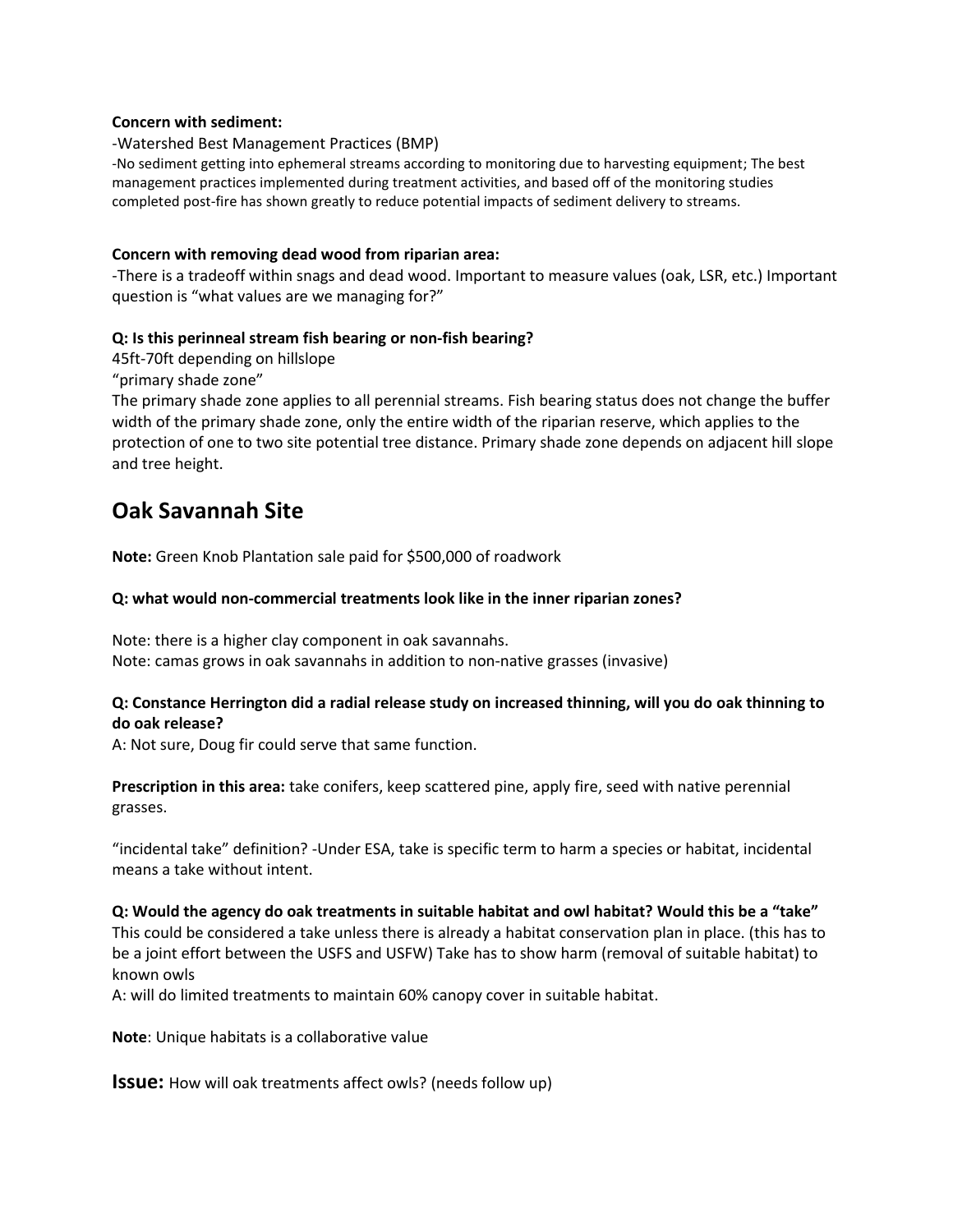**Concern with sediment:**

-Watershed Best Management Practices (BMP)

-No sediment getting into ephemeral streams according to monitoring due to harvesting equipment; The best management practices implemented during treatment activities, and based off of the monitoring studies completed post-fire has shown greatly to reduce potential impacts of sediment delivery to streams.

**Concern with removing dead wood from riparian area:**

-There is a tradeoff within snags and dead wood. Important to measure values (oak, LSR, etc.) Important question is "what values are we managing for?"

**Q: Is this perinneal stream fish bearing or non-fish bearing?**

45ft-70ft depending on hillslope

"primary shade zone"

The primary shade zone applies to all perennial streams. Fish bearing status does not change the buffer width of the primary shade zone, only the entire width of the riparian reserve, which applies to the protection of one to two site potential tree distance. Primary shade zone depends on adjacent hill slope and tree height.

## Oak Savannah Site

**Note:** Green Knob Plantation sale paid for $500,000 of roadwork

**Q: what would non-commercial treatments look like in the inner riparian zones?**

Note: there is a higher clay component in oak savannahs.

Note: camas grows in oak savannahs in addition to non-native grasses (invasive)

**Q: Constance Herrington did a radial release study on increased thinning, will you do oak thinning to do oak release?**

A: Not sure, Doug fir could serve that same function.

**Prescription in this area:** take conifers, keep scattered pine, apply fire, seed with native perennial grasses.

"incidental take" definition? -Under ESA, take is specific term to harm a species or habitat, incidental means a take without intent.

**Q: Would the agency do oak treatments in suitable habitat and owl habitat? Would this be a "take"**

This could be considered a take unless there is already a habitat conservation plan in place. (this has to be a joint effort between the USFS and USFW) Take has to show harm (removal of suitable habitat) to known owls

A: will do limited treatments to maintain 60% canopy cover in suitable habitat.

**Note**: Unique habitats is a collaborative value

**Issue:** How will oak treatments affect owls? (needs follow up)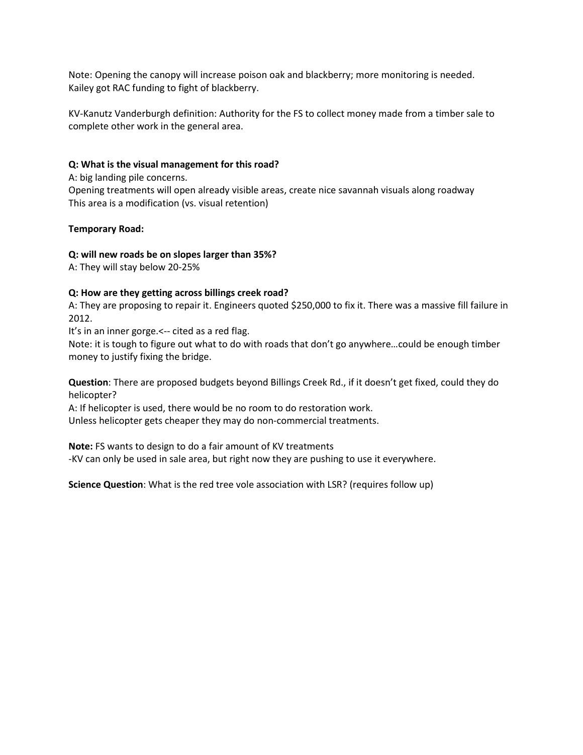Note: Opening the canopy will increase poison oak and blackberry; more monitoring is needed.
Kailey got RAC funding to fight of blackberry.

KV-Kanutz Vanderburgh definition: Authority for the FS to collect money made from a timber sale to complete other work in the general area.

**Q: What is the visual management for this road?**
A: big landing pile concerns.
Opening treatments will open already visible areas, create nice savannah visuals along roadway
This area is a modification (vs. visual retention)

**Temporary Road:**

**Q: will new roads be on slopes larger than 35%?**
A: They will stay below 20-25%

**Q: How are they getting across billings creek road?**
A: They are proposing to repair it. Engineers quoted $250,000 to fix it. There was a massive fill failure in 2012.
It's in an inner gorge.<-- cited as a red flag.
Note: it is tough to figure out what to do with roads that don't go anywhere…could be enough timber money to justify fixing the bridge.

**Question**: There are proposed budgets beyond Billings Creek Rd., if it doesn't get fixed, could they do helicopter?
A: If helicopter is used, there would be no room to do restoration work.
Unless helicopter gets cheaper they may do non-commercial treatments.

**Note:** FS wants to design to do a fair amount of KV treatments
-KV can only be used in sale area, but right now they are pushing to use it everywhere.

**Science Question**: What is the red tree vole association with LSR? (requires follow up)